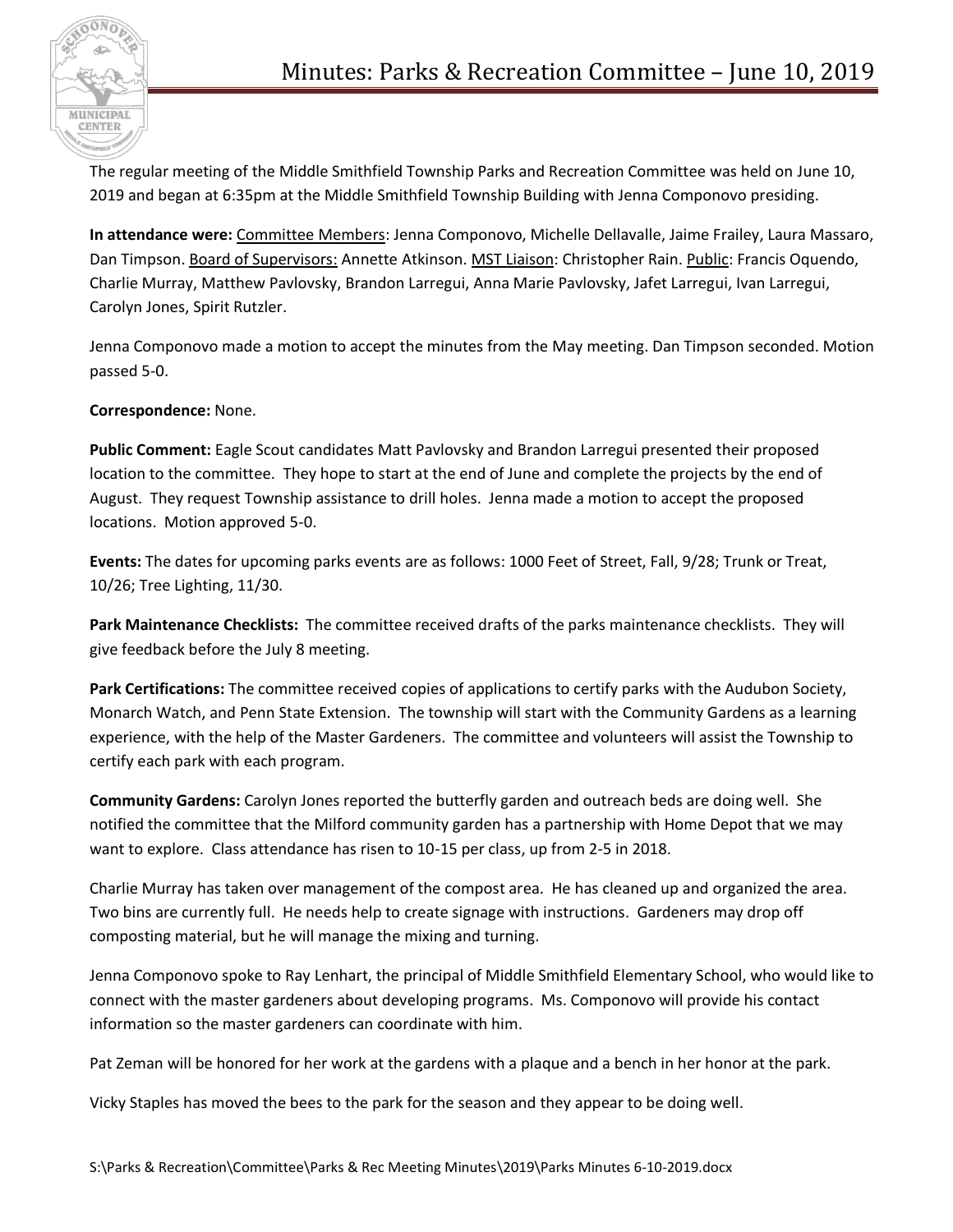# Minutes: Parks & Recreation Committee – June 10, 2019

The regular meeting of the Middle Smithfield Township Parks and Recreation Committee was held on June 10, 2019 and began at 6:35pm at the Middle Smithfield Township Building with Jenna Componovo presiding.

**In attendance were:** Committee Members: Jenna Componovo, Michelle Dellavalle, Jaime Frailey, Laura Massaro, Dan Timpson. Board of Supervisors: Annette Atkinson. MST Liaison: Christopher Rain. Public: Francis Oquendo, Charlie Murray, Matthew Pavlovsky, Brandon Larregui, Anna Marie Pavlovsky, Jafet Larregui, Ivan Larregui, Carolyn Jones, Spirit Rutzler.

Jenna Componovo made a motion to accept the minutes from the May meeting. Dan Timpson seconded. Motion passed 5-0.

**Correspondence:** None.

**Public Comment:** Eagle Scout candidates Matt Pavlovsky and Brandon Larregui presented their proposed location to the committee. They hope to start at the end of June and complete the projects by the end of August. They request Township assistance to drill holes. Jenna made a motion to accept the proposed locations. Motion approved 5-0.

**Events:** The dates for upcoming parks events are as follows: 1000 Feet of Street, Fall, 9/28; Trunk or Treat, 10/26; Tree Lighting, 11/30.

**Park Maintenance Checklists:** The committee received drafts of the parks maintenance checklists. They will give feedback before the July 8 meeting.

**Park Certifications:** The committee received copies of applications to certify parks with the Audubon Society, Monarch Watch, and Penn State Extension. The township will start with the Community Gardens as a learning experience, with the help of the Master Gardeners. The committee and volunteers will assist the Township to certify each park with each program.

**Community Gardens:** Carolyn Jones reported the butterfly garden and outreach beds are doing well. She notified the committee that the Milford community garden has a partnership with Home Depot that we may want to explore. Class attendance has risen to 10-15 per class, up from 2-5 in 2018.

Charlie Murray has taken over management of the compost area. He has cleaned up and organized the area. Two bins are currently full. He needs help to create signage with instructions. Gardeners may drop off composting material, but he will manage the mixing and turning.

Jenna Componovo spoke to Ray Lenhart, the principal of Middle Smithfield Elementary School, who would like to connect with the master gardeners about developing programs. Ms. Componovo will provide his contact information so the master gardeners can coordinate with him.

Pat Zeman will be honored for her work at the gardens with a plaque and a bench in her honor at the park.

Vicky Staples has moved the bees to the park for the season and they appear to be doing well.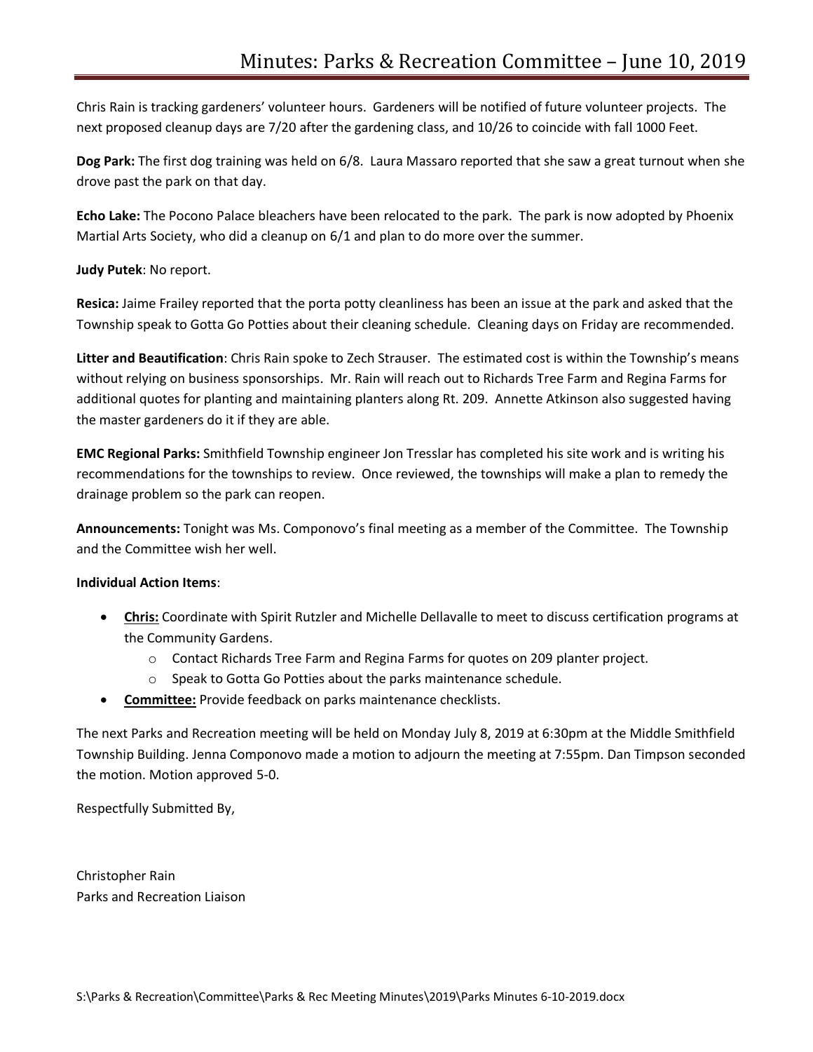Chris Rain is tracking gardeners' volunteer hours. Gardeners will be notified of future volunteer projects. The next proposed cleanup days are 7/20 after the gardening class, and 10/26 to coincide with fall 1000 Feet.

**Dog Park:** The first dog training was held on 6/8. Laura Massaro reported that she saw a great turnout when she drove past the park on that day.

**Echo Lake:** The Pocono Palace bleachers have been relocated to the park. The park is now adopted by Phoenix Martial Arts Society, who did a cleanup on 6/1 and plan to do more over the summer.

**Judy Putek**: No report.

**Resica:** Jaime Frailey reported that the porta potty cleanliness has been an issue at the park and asked that the Township speak to Gotta Go Potties about their cleaning schedule. Cleaning days on Friday are recommended.

**Litter and Beautification**: Chris Rain spoke to Zech Strauser. The estimated cost is within the Township's means without relying on business sponsorships. Mr. Rain will reach out to Richards Tree Farm and Regina Farms for additional quotes for planting and maintaining planters along Rt. 209. Annette Atkinson also suggested having the master gardeners do it if they are able.

**EMC Regional Parks:** Smithfield Township engineer Jon Tresslar has completed his site work and is writing his recommendations for the townships to review. Once reviewed, the townships will make a plan to remedy the drainage problem so the park can reopen.

**Announcements:** Tonight was Ms. Componovo's final meeting as a member of the Committee. The Township and the Committee wish her well.

**Individual Action Items**:

- **Chris:** Coordinate with Spirit Rutzler and Michelle Dellavalle to meet to discuss certification programs at the Community Gardens.
  - Contact Richards Tree Farm and Regina Farms for quotes on 209 planter project.
  - Speak to Gotta Go Potties about the parks maintenance schedule.
- **Committee:** Provide feedback on parks maintenance checklists.

The next Parks and Recreation meeting will be held on Monday July 8, 2019 at 6:30pm at the Middle Smithfield Township Building. Jenna Componovo made a motion to adjourn the meeting at 7:55pm. Dan Timpson seconded the motion. Motion approved 5-0.

Respectfully Submitted By,

Christopher Rain
Parks and Recreation Liaison

S:\Parks & Recreation\Committee\Parks & Rec Meeting Minutes\2019\Parks Minutes 6-10-2019.docx